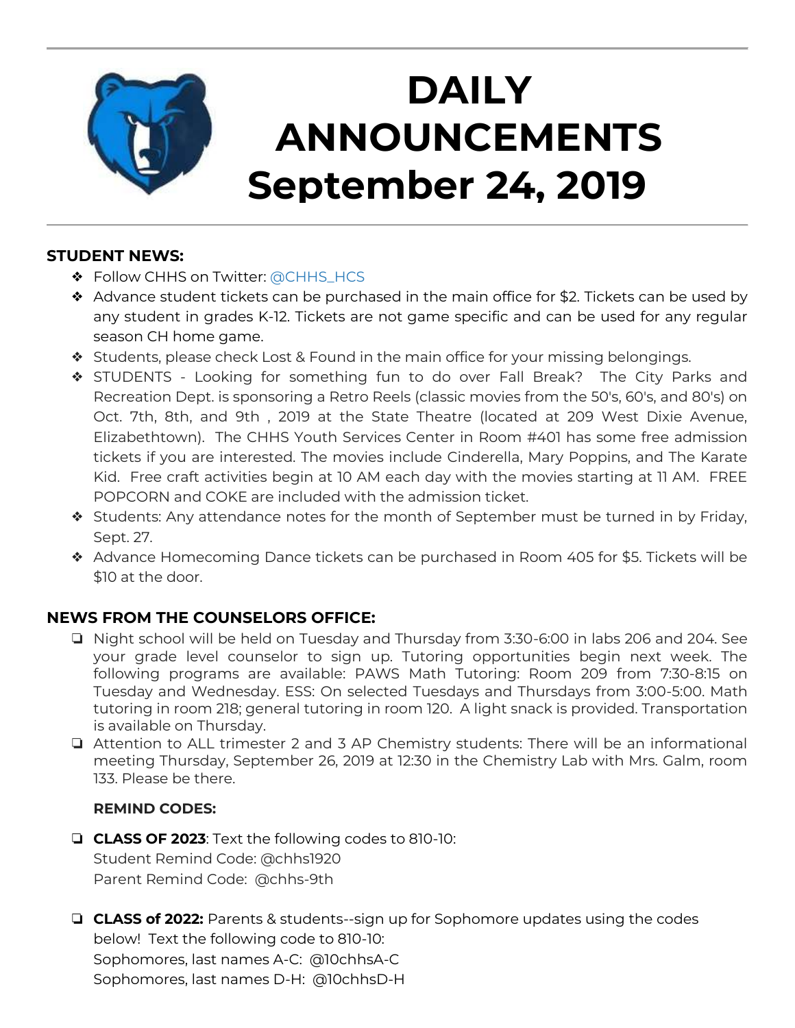# DAILY ANNOUNCEMENTS September 24, 2019

**STUDENT NEWS:**

- Follow CHHS on Twitter: @CHHS_HCS
- Advance student tickets can be purchased in the main office for $2. Tickets can be used by any student in grades K-12. Tickets are not game specific and can be used for any regular season CH home game.
- Students, please check Lost & Found in the main office for your missing belongings.
- STUDENTS - Looking for something fun to do over Fall Break? The City Parks and Recreation Dept. is sponsoring a Retro Reels (classic movies from the 50's, 60's, and 80's) on Oct. 7th, 8th, and 9th , 2019 at the State Theatre (located at 209 West Dixie Avenue, Elizabethtown). The CHHS Youth Services Center in Room #401 has some free admission tickets if you are interested. The movies include Cinderella, Mary Poppins, and The Karate Kid. Free craft activities begin at 10 AM each day with the movies starting at 11 AM. FREE POPCORN and COKE are included with the admission ticket.
- Students: Any attendance notes for the month of September must be turned in by Friday, Sept. 27.
- Advance Homecoming Dance tickets can be purchased in Room 405 for $5. Tickets will be $10 at the door.

**NEWS FROM THE COUNSELORS OFFICE:**

- Night school will be held on Tuesday and Thursday from 3:30-6:00 in labs 206 and 204. See your grade level counselor to sign up. Tutoring opportunities begin next week. The following programs are available: PAWS Math Tutoring: Room 209 from 7:30-8:15 on Tuesday and Wednesday. ESS: On selected Tuesdays and Thursdays from 3:00-5:00. Math tutoring in room 218; general tutoring in room 120. A light snack is provided. Transportation is available on Thursday.
- Attention to ALL trimester 2 and 3 AP Chemistry students: There will be an informational meeting Thursday, September 26, 2019 at 12:30 in the Chemistry Lab with Mrs. Galm, room 133. Please be there.

**REMIND CODES:**

- **CLASS OF 2023**: Text the following codes to 810-10:
  Student Remind Code: @chhs1920
  Parent Remind Code: @chhs-9th

- **CLASS of 2022:** Parents & students--sign up for Sophomore updates using the codes below! Text the following code to 810-10:
  Sophomores, last names A-C: @10chhsA-C
  Sophomores, last names D-H: @10chhsD-H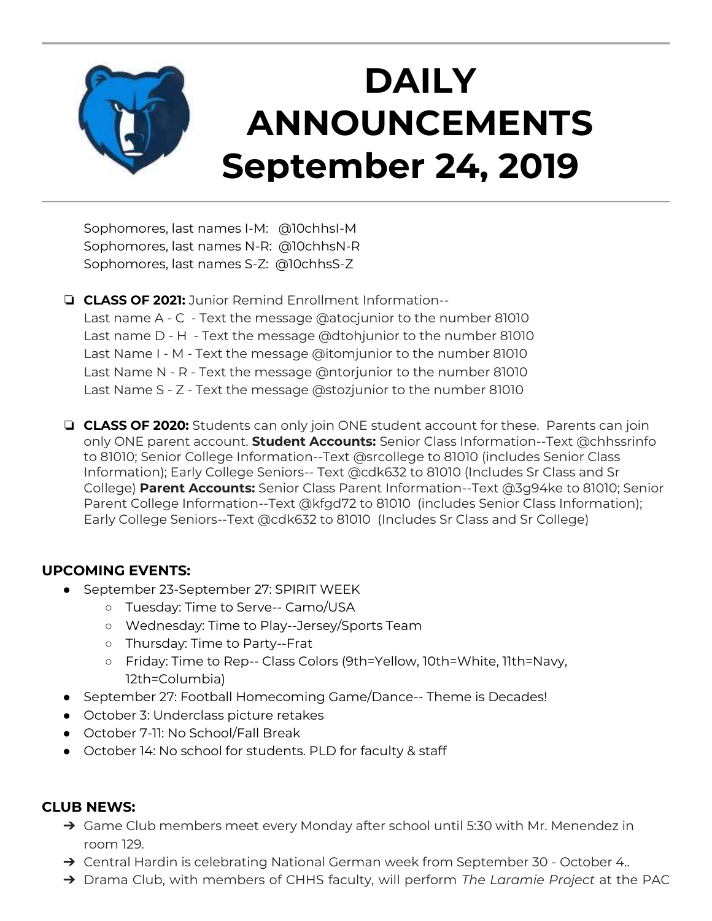# DAILY ANNOUNCEMENTS September 24, 2019

Sophomores, last names I-M: @10chhsI-M
Sophomores, last names N-R: @10chhsN-R
Sophomores, last names S-Z: @10chhsS-Z

- **CLASS OF 2021:** Junior Remind Enrollment Information--
  Last name A - C - Text the message @atocjunior to the number 81010
  Last name D - H - Text the message @dtohjunior to the number 81010
  Last Name I - M - Text the message @itomjunior to the number 81010
  Last Name N - R - Text the message @ntorjunior to the number 81010
  Last Name S - Z - Text the message @stozjunior to the number 81010

- **CLASS OF 2020:** Students can only join ONE student account for these. Parents can join only ONE parent account. **Student Accounts:** Senior Class Information--Text @chhssrinfo to 81010; Senior College Information--Text @srcollege to 81010 (includes Senior Class Information); Early College Seniors-- Text @cdk632 to 81010 (Includes Sr Class and Sr College) **Parent Accounts:** Senior Class Parent Information--Text @3g94ke to 81010; Senior Parent College Information--Text @kfgd72 to 81010 (includes Senior Class Information); Early College Seniors--Text @cdk632 to 81010 (Includes Sr Class and Sr College)

### UPCOMING EVENTS:

- September 23-September 27: SPIRIT WEEK
  - Tuesday: Time to Serve-- Camo/USA
  - Wednesday: Time to Play--Jersey/Sports Team
  - Thursday: Time to Party--Frat
  - Friday: Time to Rep-- Class Colors (9th=Yellow, 10th=White, 11th=Navy, 12th=Columbia)
- September 27: Football Homecoming Game/Dance-- Theme is Decades!
- October 3: Underclass picture retakes
- October 7-11: No School/Fall Break
- October 14: No school for students. PLD for faculty & staff

### CLUB NEWS:

- Game Club members meet every Monday after school until 5:30 with Mr. Menendez in room 129.
- Central Hardin is celebrating National German week from September 30 - October 4..
- Drama Club, with members of CHHS faculty, will perform *The Laramie Project* at the PAC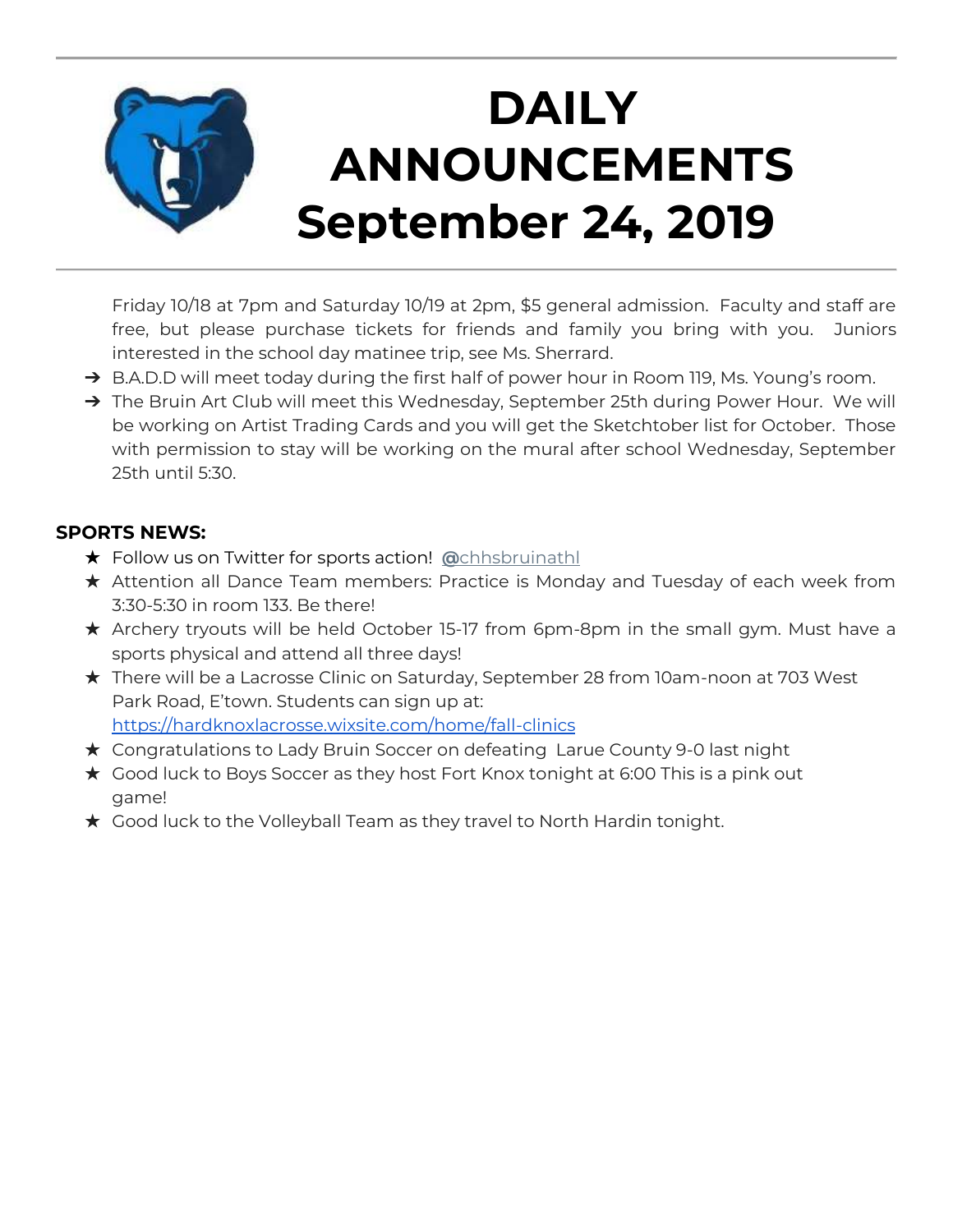# DAILY ANNOUNCEMENTS
# September 24, 2019

Friday 10/18 at 7pm and Saturday 10/19 at 2pm, $5 general admission. Faculty and staff are free, but please purchase tickets for friends and family you bring with you. Juniors interested in the school day matinee trip, see Ms. Sherrard.

- B.A.D.D will meet today during the first half of power hour in Room 119, Ms. Young's room.
- The Bruin Art Club will meet this Wednesday, September 25th during Power Hour. We will be working on Artist Trading Cards and you will get the Sketchtober list for October. Those with permission to stay will be working on the mural after school Wednesday, September 25th until 5:30.

**SPORTS NEWS:**

- Follow us on Twitter for sports action! @chhsbruinathl
- Attention all Dance Team members: Practice is Monday and Tuesday of each week from 3:30-5:30 in room 133. Be there!
- Archery tryouts will be held October 15-17 from 6pm-8pm in the small gym. Must have a sports physical and attend all three days!
- There will be a Lacrosse Clinic on Saturday, September 28 from 10am-noon at 703 West Park Road, E'town. Students can sign up at: https://hardknoxlacrosse.wixsite.com/home/fall-clinics
- Congratulations to Lady Bruin Soccer on defeating Larue County 9-0 last night
- Good luck to Boys Soccer as they host Fort Knox tonight at 6:00 This is a pink out game!
- Good luck to the Volleyball Team as they travel to North Hardin tonight.